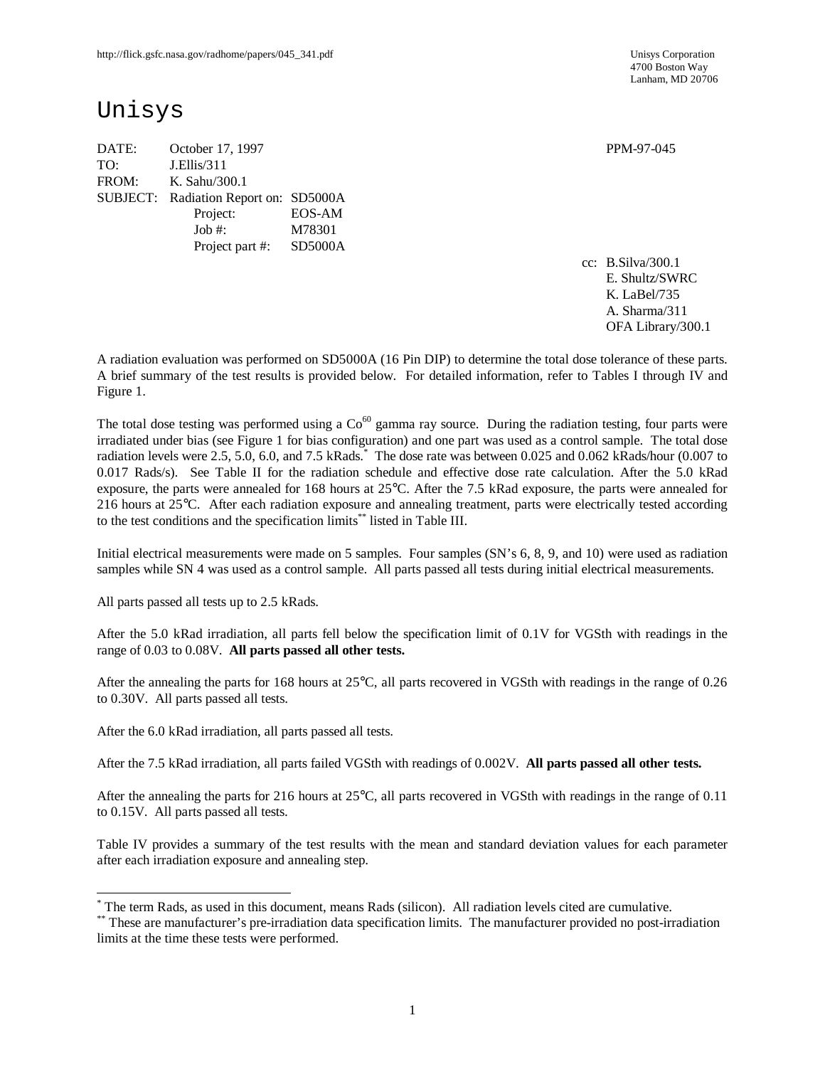http://flick.gsfc.nasa.gov/radhome/papers/045_341.pdf

Unisys Corporation
4700 Boston Way
Lanham, MD 20706

# Unisys

DATE: October 17, 1997 PPM-97-045

TO: J.Ellis/311

FROM: K. Sahu/300.1

SUBJECT: Radiation Report on: SD5000A

Project: EOS-AM

Job #: M78301

Project part #: SD5000A

cc: B.Silva/300.1
E. Shultz/SWRC
K. LaBel/735
A. Sharma/311
OFA Library/300.1

A radiation evaluation was performed on SD5000A (16 Pin DIP) to determine the total dose tolerance of these parts. A brief summary of the test results is provided below. For detailed information, refer to Tables I through IV and Figure 1.

The total dose testing was performed using a $Co^{60}$ gamma ray source. During the radiation testing, four parts were irradiated under bias (see Figure 1 for bias configuration) and one part was used as a control sample. The total dose radiation levels were 2.5, 5.0, 6.0, and 7.5 kRads.[*] The dose rate was between 0.025 and 0.062 kRads/hour (0.007 to 0.017 Rads/s). See Table II for the radiation schedule and effective dose rate calculation. After the 5.0 kRad exposure, the parts were annealed for 168 hours at 25°C. After the 7.5 kRad exposure, the parts were annealed for 216 hours at 25°C. After each radiation exposure and annealing treatment, parts were electrically tested according to the test conditions and the specification limits[**] listed in Table III.

Initial electrical measurements were made on 5 samples. Four samples (SN's 6, 8, 9, and 10) were used as radiation samples while SN 4 was used as a control sample. All parts passed all tests during initial electrical measurements.

All parts passed all tests up to 2.5 kRads.

After the 5.0 kRad irradiation, all parts fell below the specification limit of 0.1V for VGSth with readings in the range of 0.03 to 0.08V. **All parts passed all other tests.**

After the annealing the parts for 168 hours at 25°C, all parts recovered in VGSth with readings in the range of 0.26 to 0.30V. All parts passed all tests.

After the 6.0 kRad irradiation, all parts passed all tests.

After the 7.5 kRad irradiation, all parts failed VGSth with readings of 0.002V. **All parts passed all other tests.**

After the annealing the parts for 216 hours at 25°C, all parts recovered in VGSth with readings in the range of 0.11 to 0.15V. All parts passed all tests.

Table IV provides a summary of the test results with the mean and standard deviation values for each parameter after each irradiation exposure and annealing step.

---

[*] The term Rads, as used in this document, means Rads (silicon). All radiation levels cited are cumulative.

[**] These are manufacturer's pre-irradiation data specification limits. The manufacturer provided no post-irradiation limits at the time these tests were performed.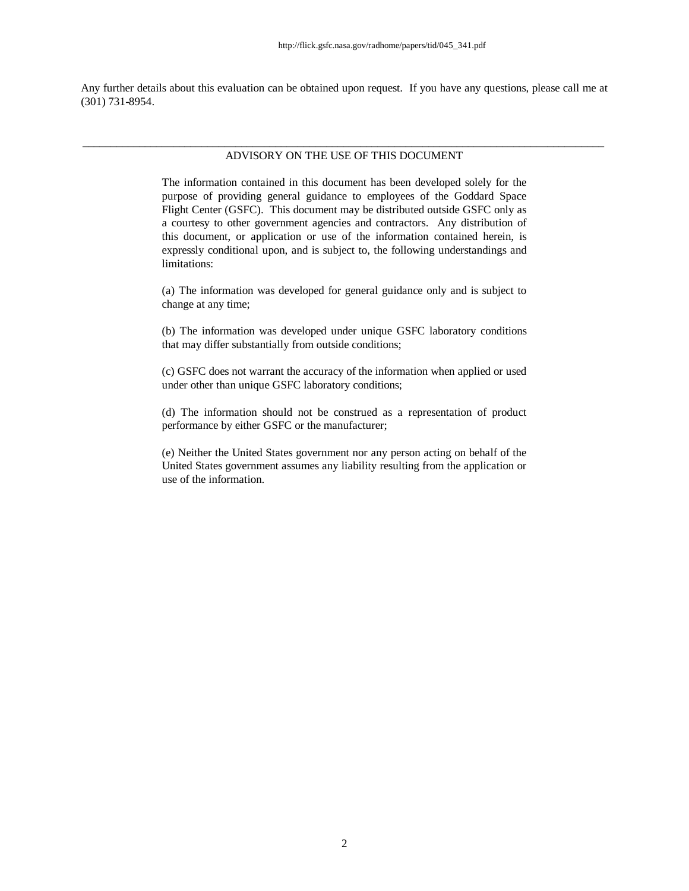Any further details about this evaluation can be obtained upon request. If you have any questions, please call me at (301) 731-8954.

---

ADVISORY ON THE USE OF THIS DOCUMENT

The information contained in this document has been developed solely for the purpose of providing general guidance to employees of the Goddard Space Flight Center (GSFC). This document may be distributed outside GSFC only as a courtesy to other government agencies and contractors. Any distribution of this document, or application or use of the information contained herein, is expressly conditional upon, and is subject to, the following understandings and limitations:

(a) The information was developed for general guidance only and is subject to change at any time;

(b) The information was developed under unique GSFC laboratory conditions that may differ substantially from outside conditions;

(c) GSFC does not warrant the accuracy of the information when applied or used under other than unique GSFC laboratory conditions;

(d) The information should not be construed as a representation of product performance by either GSFC or the manufacturer;

(e) Neither the United States government nor any person acting on behalf of the United States government assumes any liability resulting from the application or use of the information.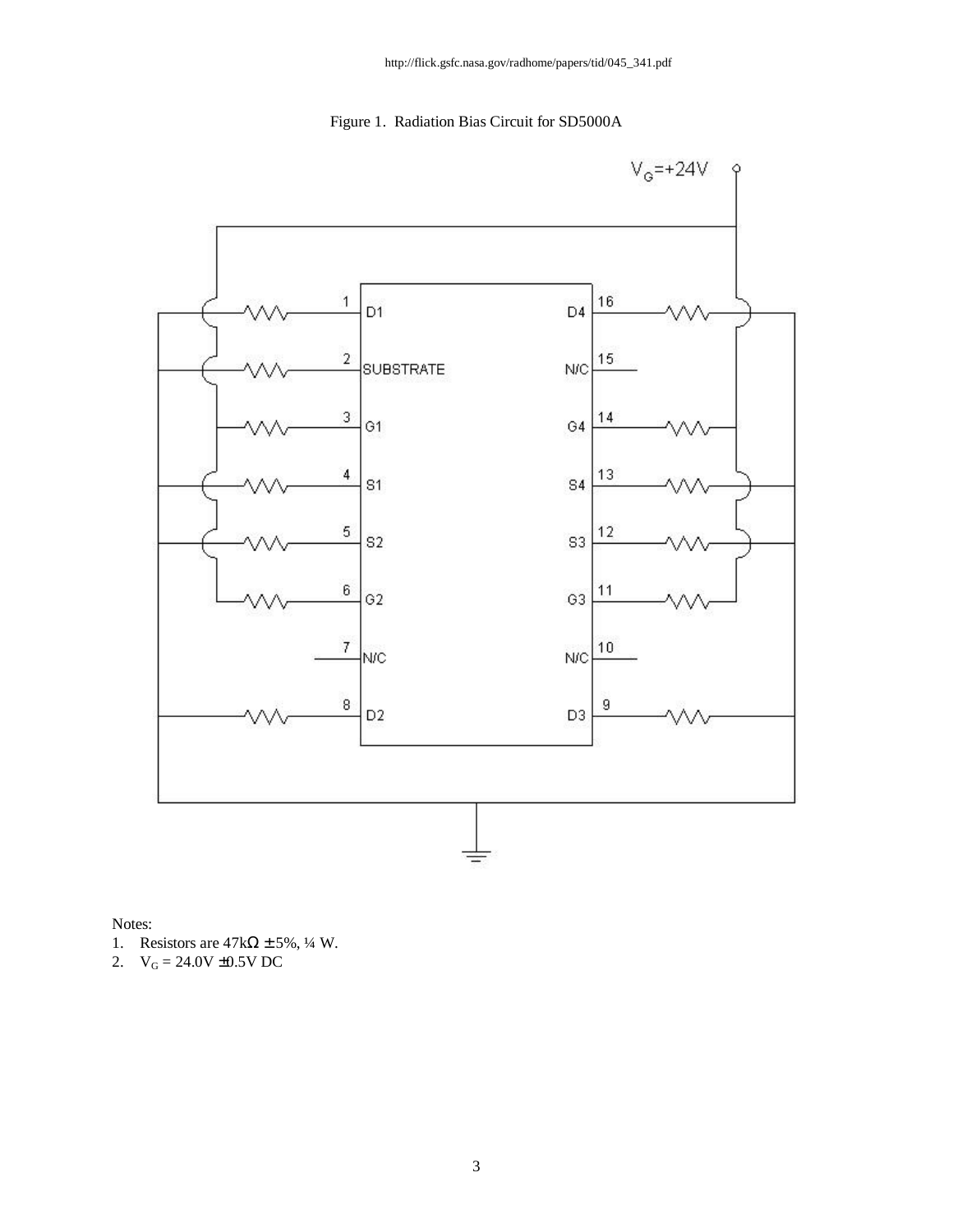http://flick.gsfc.nasa.gov/radhome/papers/tid/045_341.pdf

Figure 1. Radiation Bias Circuit for SD5000A

Notes:

1. Resistors are 47kΩ ± 5%, ¼ W.
2. $V_G$ = 24.0V ±0.5V DC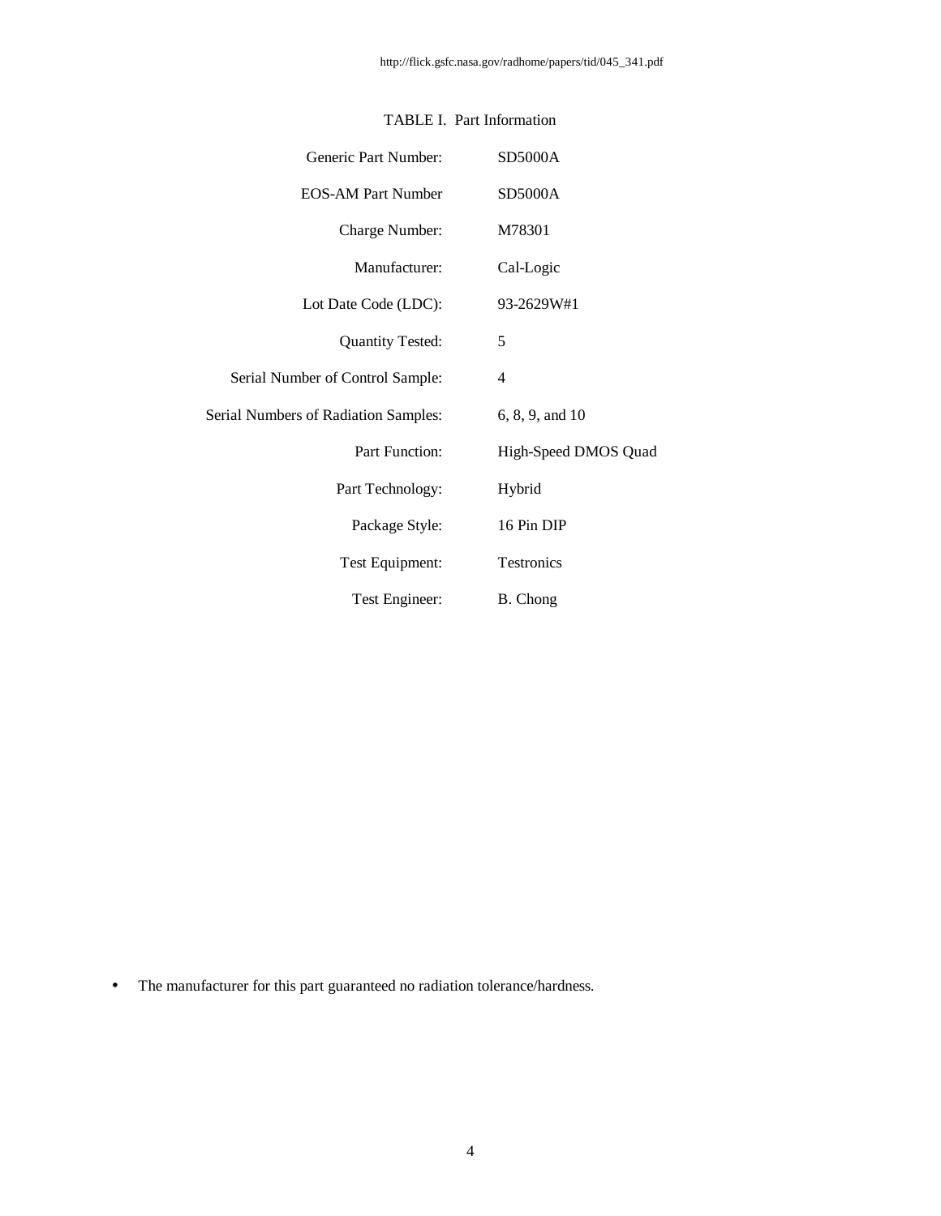TABLE I. Part Information

| | |
|---|---|
| Generic Part Number: | SD5000A |
| EOS-AM Part Number | SD5000A |
| Charge Number: | M78301 |
| Manufacturer: | Cal-Logic |
| Lot Date Code (LDC): | 93-2629W#1 |
| Quantity Tested: | 5 |
| Serial Number of Control Sample: | 4 |
| Serial Numbers of Radiation Samples: | 6, 8, 9, and 10 |
| Part Function: | High-Speed DMOS Quad |
| Part Technology: | Hybrid |
| Package Style: | 16 Pin DIP |
| Test Equipment: | Testronics |
| Test Engineer: | B. Chong |

- The manufacturer for this part guaranteed no radiation tolerance/hardness.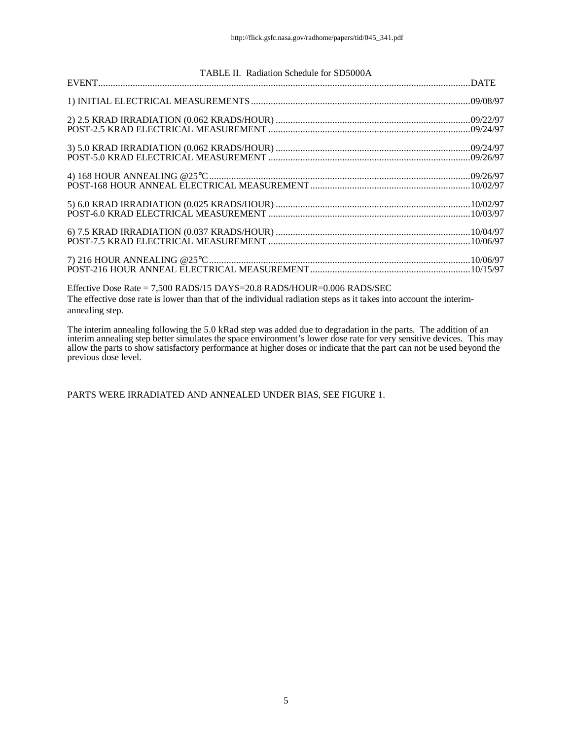TABLE II. Radiation Schedule for SD5000A

| EVENT | DATE |
|---|---|
| 1) INITIAL ELECTRICAL MEASUREMENTS | 09/08/97 |
| 2) 2.5 KRAD IRRADIATION (0.062 KRADS/HOUR) | 09/22/97 |
| POST-2.5 KRAD ELECTRICAL MEASUREMENT | 09/24/97 |
| 3) 5.0 KRAD IRRADIATION (0.062 KRADS/HOUR) | 09/24/97 |
| POST-5.0 KRAD ELECTRICAL MEASUREMENT | 09/26/97 |
| 4) 168 HOUR ANNEALING @25°C | 09/26/97 |
| POST-168 HOUR ANNEAL ELECTRICAL MEASUREMENT | 10/02/97 |
| 5) 6.0 KRAD IRRADIATION (0.025 KRADS/HOUR) | 10/02/97 |
| POST-6.0 KRAD ELECTRICAL MEASUREMENT | 10/03/97 |
| 6) 7.5 KRAD IRRADIATION (0.037 KRADS/HOUR) | 10/04/97 |
| POST-7.5 KRAD ELECTRICAL MEASUREMENT | 10/06/97 |
| 7) 216 HOUR ANNEALING @25°C | 10/06/97 |
| POST-216 HOUR ANNEAL ELECTRICAL MEASUREMENT | 10/15/97 |

Effective Dose Rate = 7,500 RADS/15 DAYS=20.8 RADS/HOUR=0.006 RADS/SEC

The effective dose rate is lower than that of the individual radiation steps as it takes into account the interim-annealing step.

The interim annealing following the 5.0 kRad step was added due to degradation in the parts. The addition of an interim annealing step better simulates the space environment's lower dose rate for very sensitive devices. This may allow the parts to show satisfactory performance at higher doses or indicate that the part can not be used beyond the previous dose level.

PARTS WERE IRRADIATED AND ANNEALED UNDER BIAS, SEE FIGURE 1.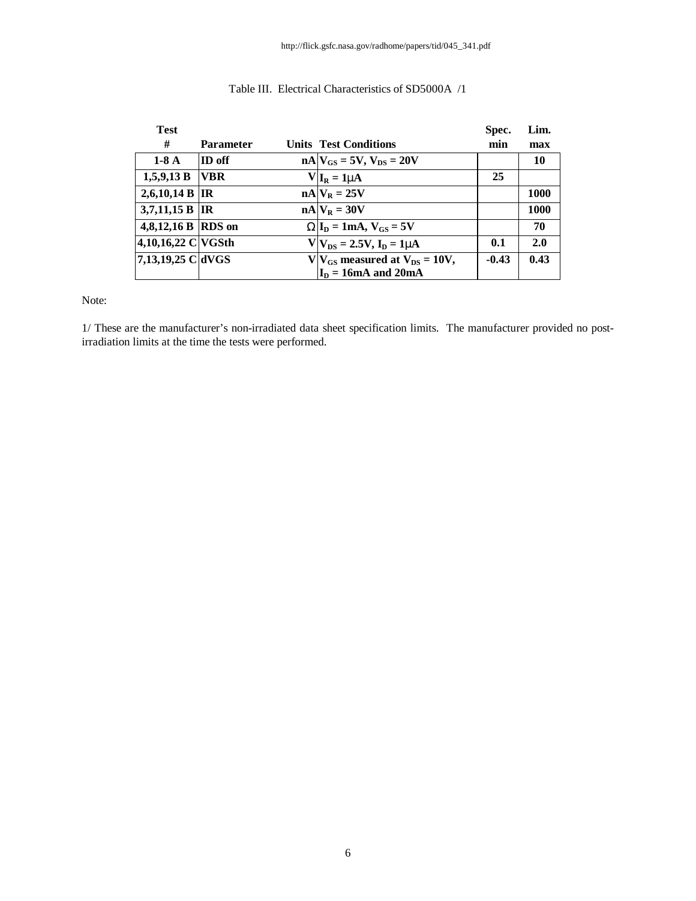http://flick.gsfc.nasa.gov/radhome/papers/tid/045_341.pdf

Table III. Electrical Characteristics of SD5000A /1

| Test # | Parameter | Units | Test Conditions | Spec. min | Lim. max |
|---|---|---|---|---|---|
| 1-8 A | ID off | nA | $V_{GS}$ = 5V, $V_{DS}$ = 20V | | 10 |
| 1,5,9,13 B | VBR | V | $I_R$ = 1μA | 25 | |
| 2,6,10,14 B | IR | nA | $V_R$ = 25V | | 1000 |
| 3,7,11,15 B | IR | nA | $V_R$ = 30V | | 1000 |
| 4,8,12,16 B | RDS on | Ω | $I_D$ = 1mA, $V_{GS}$ = 5V | | 70 |
| 4,10,16,22 C | VGSth | V | $V_{DS}$ = 2.5V, $I_D$ = 1μA | 0.1 | 2.0 |
| 7,13,19,25 C | dVGS | V | $V_{GS}$ measured at $V_{DS}$ = 10V, $I_D$ = 16mA and 20mA | -0.43 | 0.43 |

Note:

1/ These are the manufacturer's non-irradiated data sheet specification limits. The manufacturer provided no post-irradiation limits at the time the tests were performed.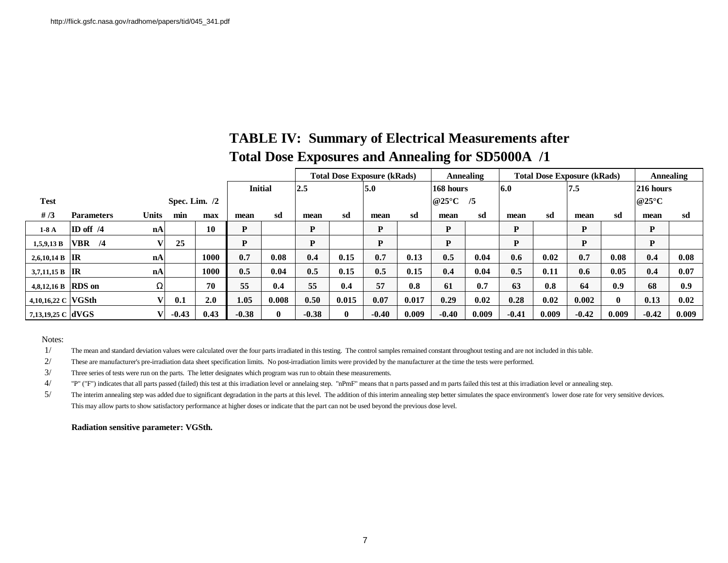## TABLE IV: Summary of Electrical Measurements after Total Dose Exposures and Annealing for SD5000A /1

| Test | | | | | | | Total Dose Exposure (kRads) | | | | Annealing | | Total Dose Exposure (kRads) | | | | Annealing | |
|---|---|---|---|---|---|---|---|---|---|---|---|---|---|---|---|---|---|---|
| | | | Spec. Lim. /2 | | Initial | | 2.5 | | 5.0 | | 168 hours @25°C /5 | | 6.0 | | 7.5 | | 216 hours @25°C | |
| # /3 | Parameters | Units | min | max | mean | sd | mean | sd | mean | sd | mean | sd | mean | sd | mean | sd | mean | sd |
| 1-8 A | ID off /4 | nA | | 10 | P | | P | | P | | P | | P | | P | | P | |
| 1,5,9,13 B | VBR /4 | V | 25 | | P | | P | | P | | P | | P | | P | | P | |
| 2,6,10,14 B | IR | nA | | 1000 | 0.7 | 0.08 | 0.4 | 0.15 | 0.7 | 0.13 | 0.5 | 0.04 | 0.6 | 0.02 | 0.7 | 0.08 | 0.4 | 0.08 |
| 3,7,11,15 B | IR | nA | | 1000 | 0.5 | 0.04 | 0.5 | 0.15 | 0.5 | 0.15 | 0.4 | 0.04 | 0.5 | 0.11 | 0.6 | 0.05 | 0.4 | 0.07 |
| 4,8,12,16 B | RDS on | Ω | | 70 | 55 | 0.4 | 55 | 0.4 | 57 | 0.8 | 61 | 0.7 | 63 | 0.8 | 64 | 0.9 | 68 | 0.9 |
| 4,10,16,22 C | VGSth | V | 0.1 | 2.0 | 1.05 | 0.008 | 0.50 | 0.015 | 0.07 | 0.017 | 0.29 | 0.02 | 0.28 | 0.02 | 0.002 | 0 | 0.13 | 0.02 |
| 7,13,19,25 C | dVGS | V | -0.43 | 0.43 | -0.38 | 0 | -0.38 | 0 | -0.40 | 0.009 | -0.40 | 0.009 | -0.41 | 0.009 | -0.42 | 0.009 | -0.42 | 0.009 |

Notes:

1/ The mean and standard deviation values were calculated over the four parts irradiated in this testing. The control samples remained constant throughout testing and are not included in this table.

2/ These are manufacturer's pre-irradiation data sheet specification limits. No post-irradiation limits were provided by the manufacturer at the time the tests were performed.

3/ Three series of tests were run on the parts. The letter designates which program was run to obtain these measurements.

4/ "P" ("F") indicates that all parts passed (failed) this test at this irradiation level or annelaing step. "nPmF" means that n parts passed and m parts failed this test at this irradiation level or annealing step.

5/ The interim annealing step was added due to significant degradation in the parts at this level. The addition of this interim annealing step better simulates the space environment's lower dose rate for very sensitive devices. This may allow parts to show satisfactory performance at higher doses or indicate that the part can not be used beyond the previous dose level.

**Radiation sensitive parameter: VGSth.**